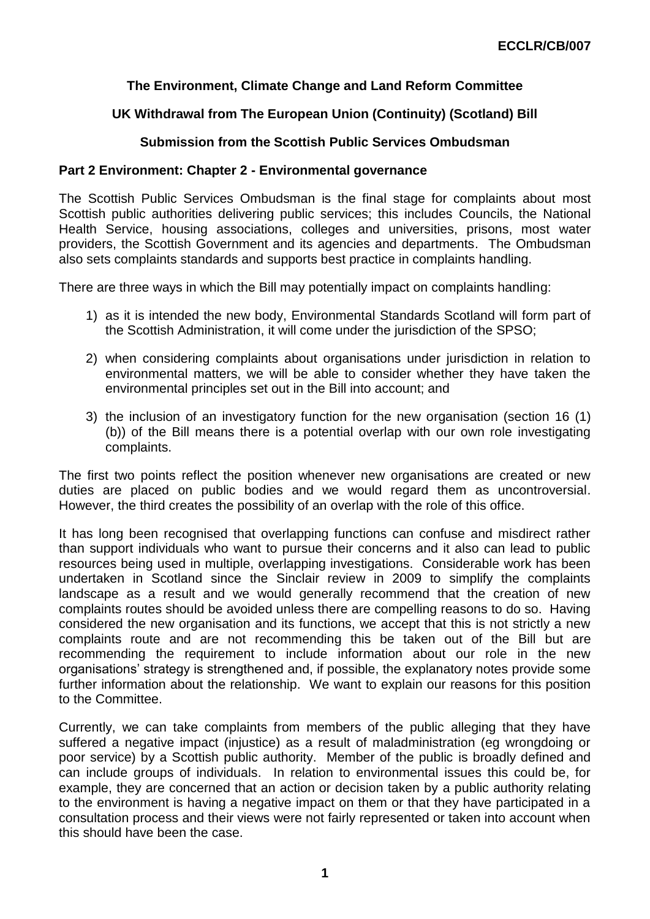ECCLR/CB/007

**The Environment, Climate Change and Land Reform Committee**

**UK Withdrawal from The European Union (Continuity) (Scotland) Bill**

**Submission from the Scottish Public Services Ombudsman**

**Part 2 Environment: Chapter 2 - Environmental governance**

The Scottish Public Services Ombudsman is the final stage for complaints about most Scottish public authorities delivering public services; this includes Councils, the National Health Service, housing associations, colleges and universities, prisons, most water providers, the Scottish Government and its agencies and departments. The Ombudsman also sets complaints standards and supports best practice in complaints handling.

There are three ways in which the Bill may potentially impact on complaints handling:

1) as it is intended the new body, Environmental Standards Scotland will form part of the Scottish Administration, it will come under the jurisdiction of the SPSO;
2) when considering complaints about organisations under jurisdiction in relation to environmental matters, we will be able to consider whether they have taken the environmental principles set out in the Bill into account; and
3) the inclusion of an investigatory function for the new organisation (section 16 (1) (b)) of the Bill means there is a potential overlap with our own role investigating complaints.

The first two points reflect the position whenever new organisations are created or new duties are placed on public bodies and we would regard them as uncontroversial. However, the third creates the possibility of an overlap with the role of this office.

It has long been recognised that overlapping functions can confuse and misdirect rather than support individuals who want to pursue their concerns and it also can lead to public resources being used in multiple, overlapping investigations. Considerable work has been undertaken in Scotland since the Sinclair review in 2009 to simplify the complaints landscape as a result and we would generally recommend that the creation of new complaints routes should be avoided unless there are compelling reasons to do so. Having considered the new organisation and its functions, we accept that this is not strictly a new complaints route and are not recommending this be taken out of the Bill but are recommending the requirement to include information about our role in the new organisations' strategy is strengthened and, if possible, the explanatory notes provide some further information about the relationship. We want to explain our reasons for this position to the Committee.

Currently, we can take complaints from members of the public alleging that they have suffered a negative impact (injustice) as a result of maladministration (eg wrongdoing or poor service) by a Scottish public authority. Member of the public is broadly defined and can include groups of individuals. In relation to environmental issues this could be, for example, they are concerned that an action or decision taken by a public authority relating to the environment is having a negative impact on them or that they have participated in a consultation process and their views were not fairly represented or taken into account when this should have been the case.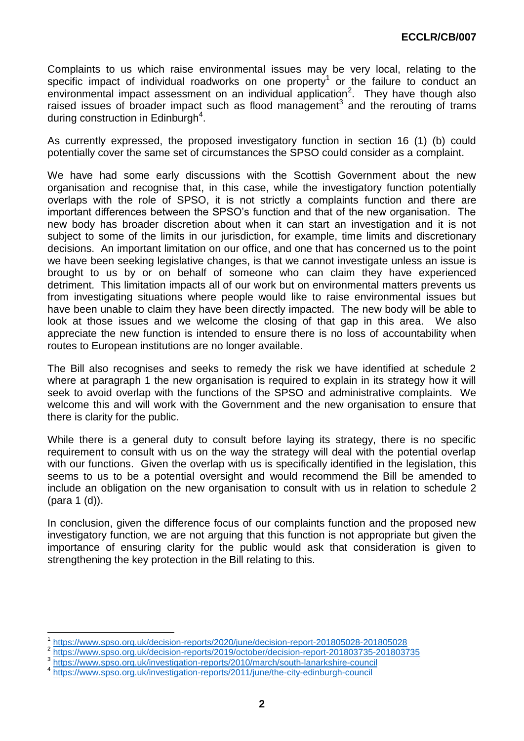Complaints to us which raise environmental issues may be very local, relating to the specific impact of individual roadworks on one property[1] or the failure to conduct an environmental impact assessment on an individual application[2]. They have though also raised issues of broader impact such as flood management[3] and the rerouting of trams during construction in Edinburgh[4].

As currently expressed, the proposed investigatory function in section 16 (1) (b) could potentially cover the same set of circumstances the SPSO could consider as a complaint.

We have had some early discussions with the Scottish Government about the new organisation and recognise that, in this case, while the investigatory function potentially overlaps with the role of SPSO, it is not strictly a complaints function and there are important differences between the SPSO's function and that of the new organisation. The new body has broader discretion about when it can start an investigation and it is not subject to some of the limits in our jurisdiction, for example, time limits and discretionary decisions. An important limitation on our office, and one that has concerned us to the point we have been seeking legislative changes, is that we cannot investigate unless an issue is brought to us by or on behalf of someone who can claim they have experienced detriment. This limitation impacts all of our work but on environmental matters prevents us from investigating situations where people would like to raise environmental issues but have been unable to claim they have been directly impacted. The new body will be able to look at those issues and we welcome the closing of that gap in this area. We also appreciate the new function is intended to ensure there is no loss of accountability when routes to European institutions are no longer available.

The Bill also recognises and seeks to remedy the risk we have identified at schedule 2 where at paragraph 1 the new organisation is required to explain in its strategy how it will seek to avoid overlap with the functions of the SPSO and administrative complaints. We welcome this and will work with the Government and the new organisation to ensure that there is clarity for the public.

While there is a general duty to consult before laying its strategy, there is no specific requirement to consult with us on the way the strategy will deal with the potential overlap with our functions. Given the overlap with us is specifically identified in the legislation, this seems to us to be a potential oversight and would recommend the Bill be amended to include an obligation on the new organisation to consult with us in relation to schedule 2 (para 1 (d)).

In conclusion, given the difference focus of our complaints function and the proposed new investigatory function, we are not arguing that this function is not appropriate but given the importance of ensuring clarity for the public would ask that consideration is given to strengthening the key protection in the Bill relating to this.

---

[1] https://www.spso.org.uk/decision-reports/2020/june/decision-report-201805028-201805028

[2] https://www.spso.org.uk/decision-reports/2019/october/decision-report-201803735-201803735

[3] https://www.spso.org.uk/investigation-reports/2010/march/south-lanarkshire-council

[4] https://www.spso.org.uk/investigation-reports/2011/june/the-city-edinburgh-council